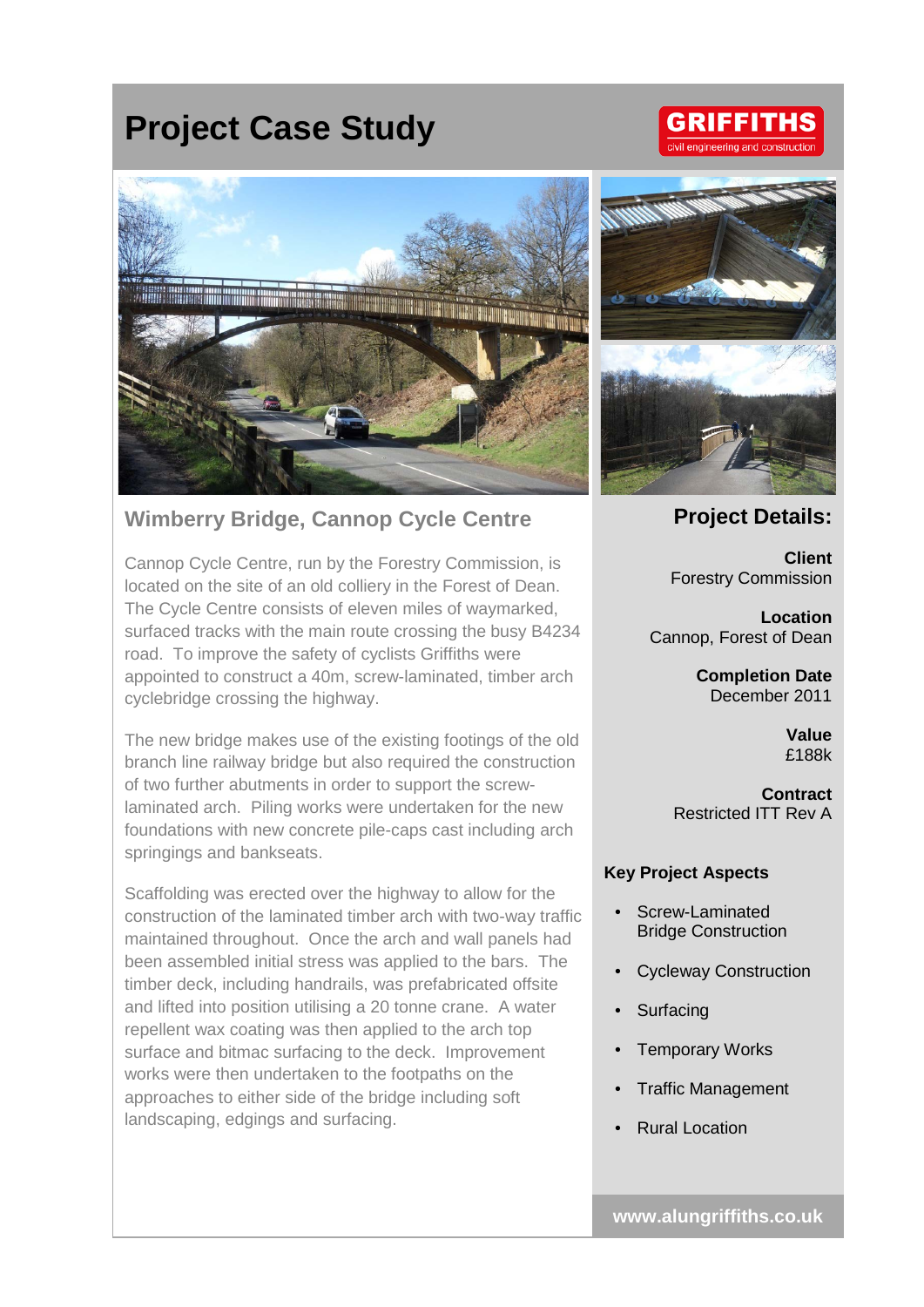# Project Case Study

GRIFFITHS
civil engineering and construction

## Wimberry Bridge, Cannop Cycle Centre

Cannop Cycle Centre, run by the Forestry Commission, is located on the site of an old colliery in the Forest of Dean. The Cycle Centre consists of eleven miles of waymarked, surfaced tracks with the main route crossing the busy B4234 road. To improve the safety of cyclists Griffiths were appointed to construct a 40m, screw-laminated, timber arch cyclebridge crossing the highway.

The new bridge makes use of the existing footings of the old branch line railway bridge but also required the construction of two further abutments in order to support the screw-laminated arch. Piling works were undertaken for the new foundations with new concrete pile-caps cast including arch springings and bankseats.

Scaffolding was erected over the highway to allow for the construction of the laminated timber arch with two-way traffic maintained throughout. Once the arch and wall panels had been assembled initial stress was applied to the bars. The timber deck, including handrails, was prefabricated offsite and lifted into position utilising a 20 tonne crane. A water repellent wax coating was then applied to the arch top surface and bitmac surfacing to the deck. Improvement works were then undertaken to the footpaths on the approaches to either side of the bridge including soft landscaping, edgings and surfacing.

## Project Details:

**Client**
Forestry Commission

**Location**
Cannop, Forest of Dean

**Completion Date**
December 2011

**Value**
£188k

**Contract**
Restricted ITT Rev A

### Key Project Aspects

- Screw-Laminated Bridge Construction
- Cycleway Construction
- Surfacing
- Temporary Works
- Traffic Management
- Rural Location

www.alungriffiths.co.uk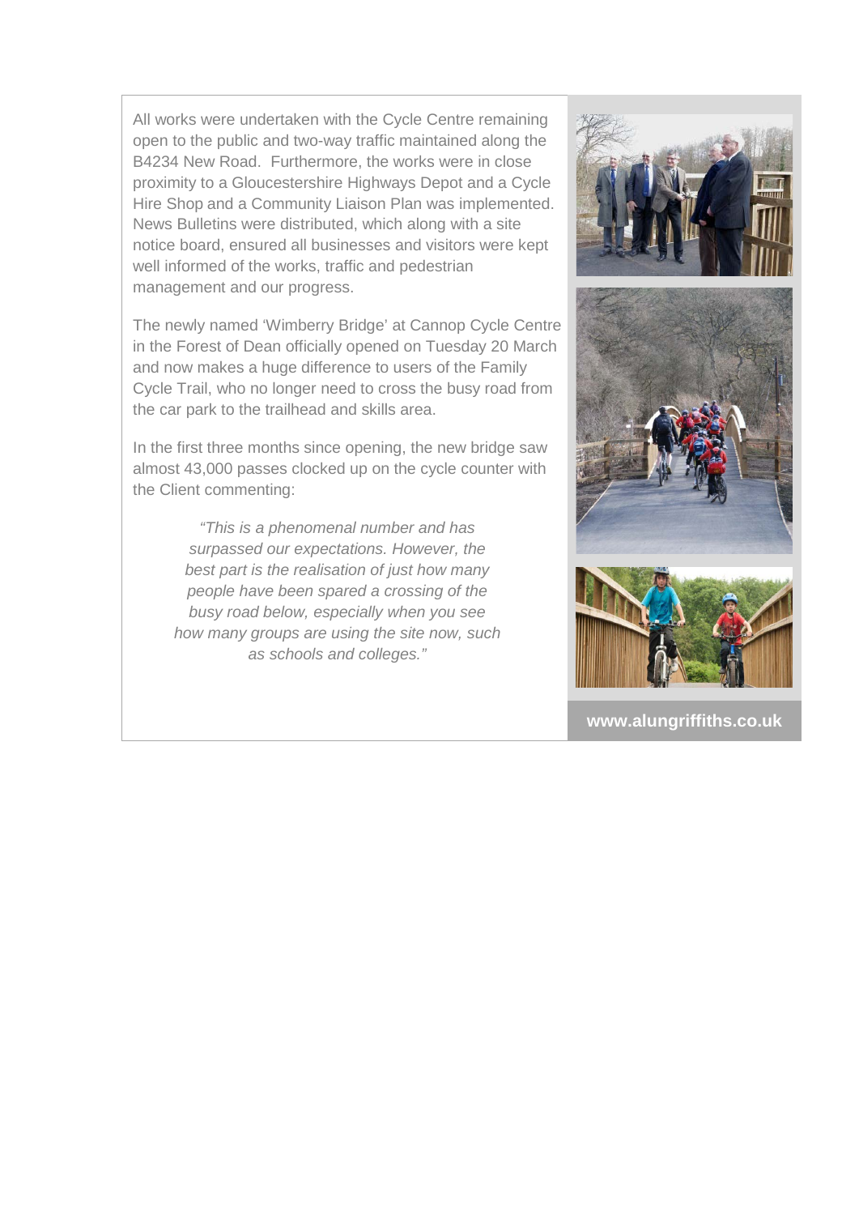All works were undertaken with the Cycle Centre remaining open to the public and two-way traffic maintained along the B4234 New Road. Furthermore, the works were in close proximity to a Gloucestershire Highways Depot and a Cycle Hire Shop and a Community Liaison Plan was implemented. News Bulletins were distributed, which along with a site notice board, ensured all businesses and visitors were kept well informed of the works, traffic and pedestrian management and our progress.

The newly named 'Wimberry Bridge' at Cannop Cycle Centre in the Forest of Dean officially opened on Tuesday 20 March and now makes a huge difference to users of the Family Cycle Trail, who no longer need to cross the busy road from the car park to the trailhead and skills area.

In the first three months since opening, the new bridge saw almost 43,000 passes clocked up on the cycle counter with the Client commenting:

> *"This is a phenomenal number and has surpassed our expectations. However, the best part is the realisation of just how many people have been spared a crossing of the busy road below, especially when you see how many groups are using the site now, such as schools and colleges."*

**www.alungriffiths.co.uk**